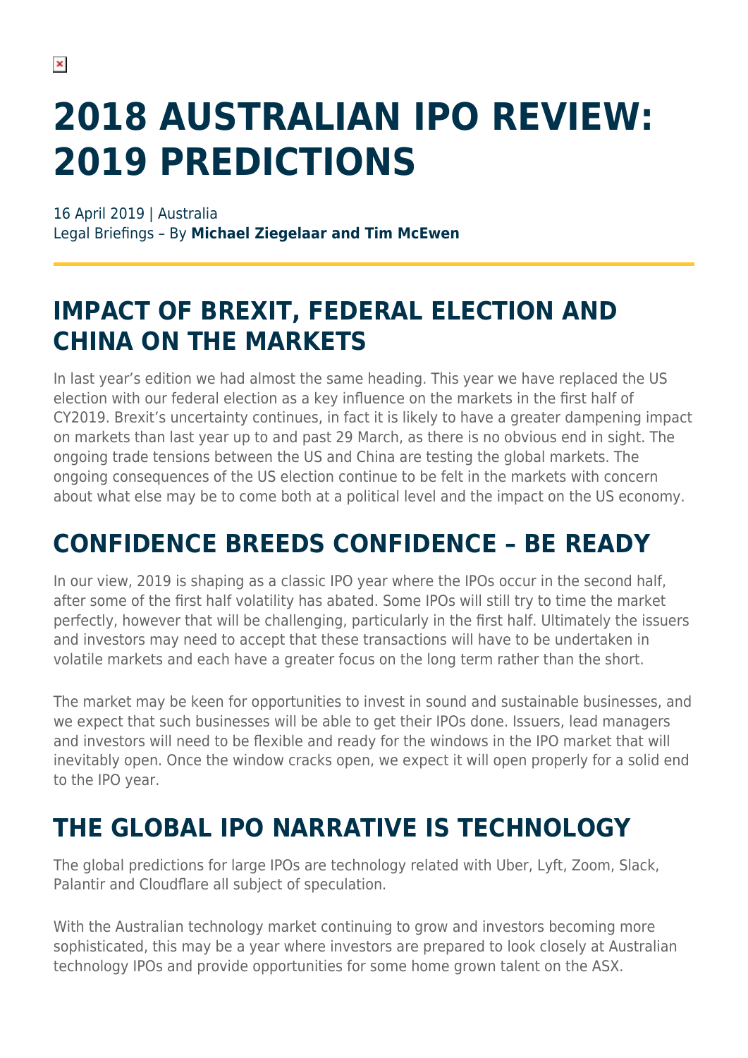# 2018 AUSTRALIAN IPO REVIEW: 2019 PREDICTIONS

16 April 2019 | Australia
Legal Briefings – By **Michael Ziegelaar and Tim McEwen**

## IMPACT OF BREXIT, FEDERAL ELECTION AND CHINA ON THE MARKETS

In last year's edition we had almost the same heading. This year we have replaced the US election with our federal election as a key influence on the markets in the first half of CY2019. Brexit's uncertainty continues, in fact it is likely to have a greater dampening impact on markets than last year up to and past 29 March, as there is no obvious end in sight. The ongoing trade tensions between the US and China are testing the global markets. The ongoing consequences of the US election continue to be felt in the markets with concern about what else may be to come both at a political level and the impact on the US economy.

## CONFIDENCE BREEDS CONFIDENCE – BE READY

In our view, 2019 is shaping as a classic IPO year where the IPOs occur in the second half, after some of the first half volatility has abated. Some IPOs will still try to time the market perfectly, however that will be challenging, particularly in the first half. Ultimately the issuers and investors may need to accept that these transactions will have to be undertaken in volatile markets and each have a greater focus on the long term rather than the short.

The market may be keen for opportunities to invest in sound and sustainable businesses, and we expect that such businesses will be able to get their IPOs done. Issuers, lead managers and investors will need to be flexible and ready for the windows in the IPO market that will inevitably open. Once the window cracks open, we expect it will open properly for a solid end to the IPO year.

## THE GLOBAL IPO NARRATIVE IS TECHNOLOGY

The global predictions for large IPOs are technology related with Uber, Lyft, Zoom, Slack, Palantir and Cloudflare all subject of speculation.

With the Australian technology market continuing to grow and investors becoming more sophisticated, this may be a year where investors are prepared to look closely at Australian technology IPOs and provide opportunities for some home grown talent on the ASX.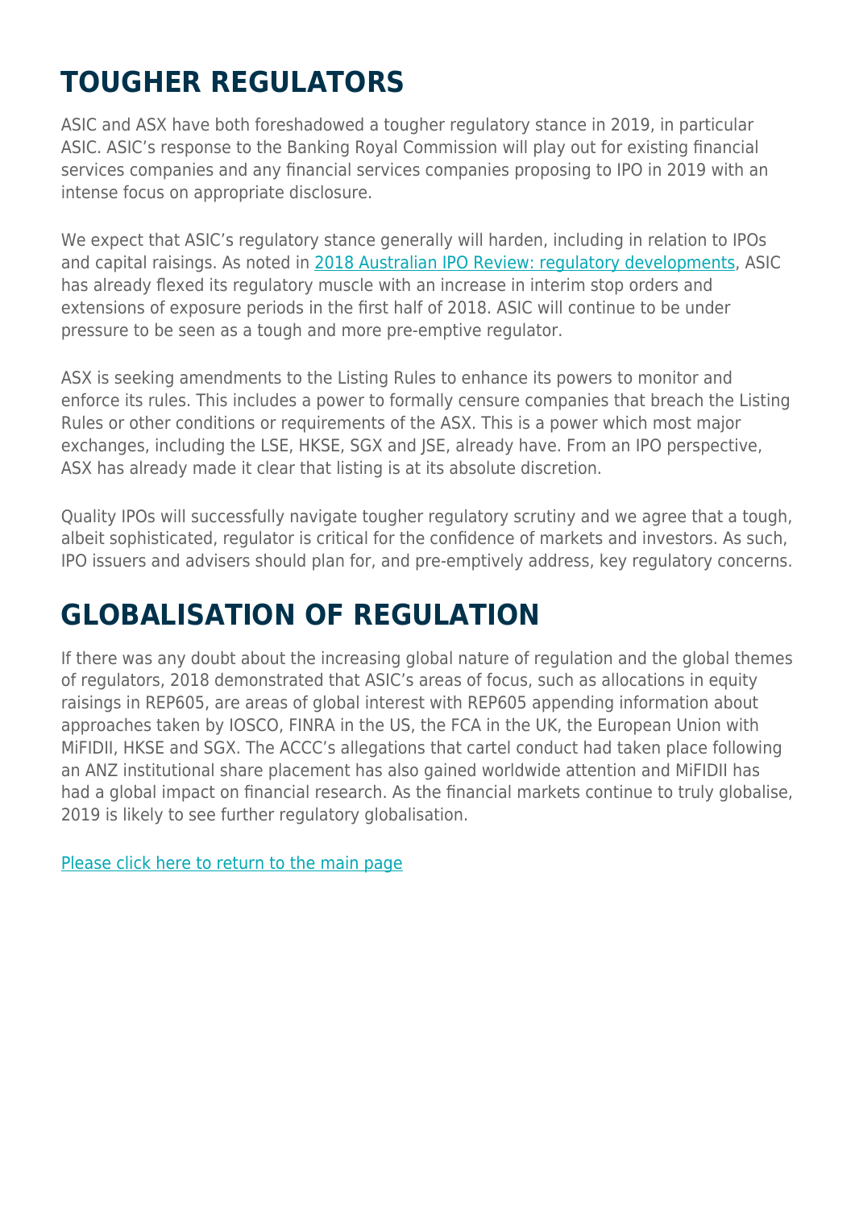# TOUGHER REGULATORS

ASIC and ASX have both foreshadowed a tougher regulatory stance in 2019, in particular ASIC. ASIC's response to the Banking Royal Commission will play out for existing financial services companies and any financial services companies proposing to IPO in 2019 with an intense focus on appropriate disclosure.

We expect that ASIC's regulatory stance generally will harden, including in relation to IPOs and capital raisings. As noted in [2018 Australian IPO Review: regulatory developments](), ASIC has already flexed its regulatory muscle with an increase in interim stop orders and extensions of exposure periods in the first half of 2018. ASIC will continue to be under pressure to be seen as a tough and more pre-emptive regulator.

ASX is seeking amendments to the Listing Rules to enhance its powers to monitor and enforce its rules. This includes a power to formally censure companies that breach the Listing Rules or other conditions or requirements of the ASX. This is a power which most major exchanges, including the LSE, HKSE, SGX and JSE, already have. From an IPO perspective, ASX has already made it clear that listing is at its absolute discretion.

Quality IPOs will successfully navigate tougher regulatory scrutiny and we agree that a tough, albeit sophisticated, regulator is critical for the confidence of markets and investors. As such, IPO issuers and advisers should plan for, and pre-emptively address, key regulatory concerns.

# GLOBALISATION OF REGULATION

If there was any doubt about the increasing global nature of regulation and the global themes of regulators, 2018 demonstrated that ASIC's areas of focus, such as allocations in equity raisings in REP605, are areas of global interest with REP605 appending information about approaches taken by IOSCO, FINRA in the US, the FCA in the UK, the European Union with MiFIDII, HKSE and SGX. The ACCC's allegations that cartel conduct had taken place following an ANZ institutional share placement has also gained worldwide attention and MiFIDII has had a global impact on financial research. As the financial markets continue to truly globalise, 2019 is likely to see further regulatory globalisation.

[Please click here to return to the main page]()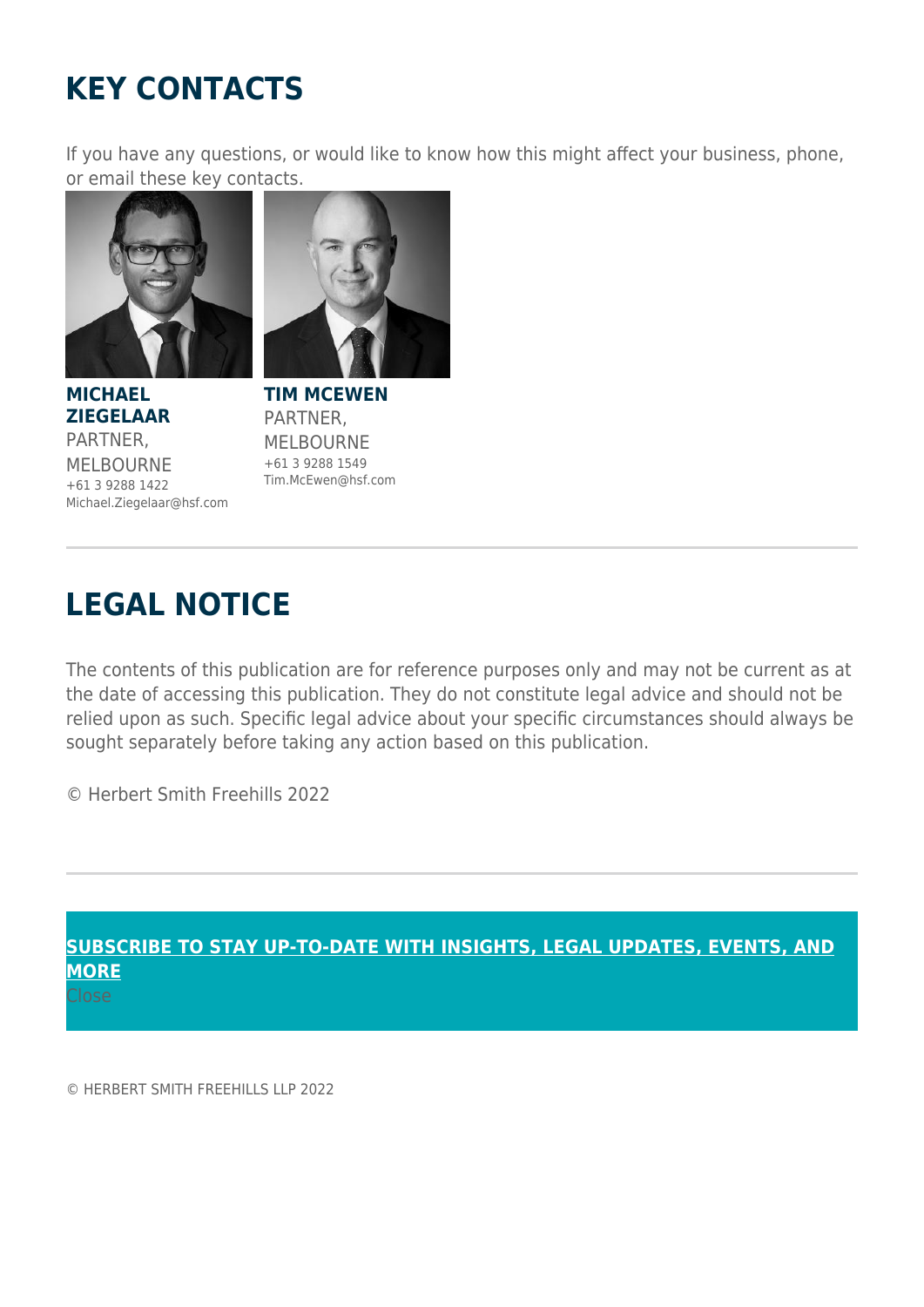## KEY CONTACTS

If you have any questions, or would like to know how this might affect your business, phone, or email these key contacts.

**MICHAEL ZIEGELAAR**
PARTNER, MELBOURNE
+61 3 9288 1422
Michael.Ziegelaar@hsf.com

**TIM MCEWEN**
PARTNER, MELBOURNE
+61 3 9288 1549
Tim.McEwen@hsf.com

## LEGAL NOTICE

The contents of this publication are for reference purposes only and may not be current as at the date of accessing this publication. They do not constitute legal advice and should not be relied upon as such. Specific legal advice about your specific circumstances should always be sought separately before taking any action based on this publication.

© Herbert Smith Freehills 2022

**SUBSCRIBE TO STAY UP-TO-DATE WITH INSIGHTS, LEGAL UPDATES, EVENTS, AND MORE**

Close

© HERBERT SMITH FREEHILLS LLP 2022